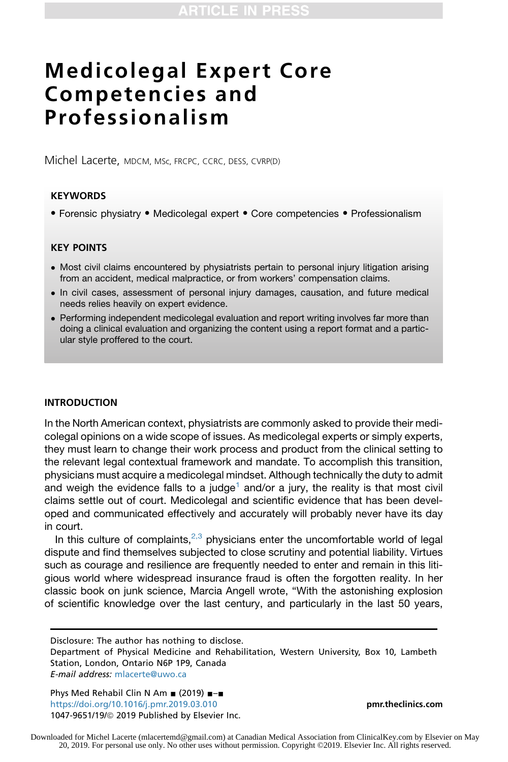# Medicolegal Expert Core Competencies and Professionalism

Michel Lacerte, MDCM, MSc, FRCPC, CCRC, DESS, CVRP(D)

## KEYWORDS

- Forensic physiatry • Medicolegal expert • Core competencies • Professionalism

## KEY POINTS

- Most civil claims encountered by physiatrists pertain to personal injury litigation arising from an accident, medical malpractice, or from workers' compensation claims.
- In civil cases, assessment of personal injury damages, causation, and future medical needs relies heavily on expert evidence.
- Performing independent medicolegal evaluation and report writing involves far more than doing a clinical evaluation and organizing the content using a report format and a particular style proffered to the court.

## INTRODUCTION

In the North American context, physiatrists are commonly asked to provide their medicolegal opinions on a wide scope of issues. As medicolegal experts or simply experts, they must learn to change their work process and product from the clinical setting to the relevant legal contextual framework and mandate. To accomplish this transition, physicians must acquire a medicolegal mindset. Although technically the duty to admit and weigh the evidence falls to a judge[1] and/or a jury, the reality is that most civil claims settle out of court. Medicolegal and scientific evidence that has been developed and communicated effectively and accurately will probably never have its day in court.

In this culture of complaints,[2,3] physicians enter the uncomfortable world of legal dispute and find themselves subjected to close scrutiny and potential liability. Virtues such as courage and resilience are frequently needed to enter and remain in this litigious world where widespread insurance fraud is often the forgotten reality. In her classic book on junk science, Marcia Angell wrote, "With the astonishing explosion of scientific knowledge over the last century, and particularly in the last 50 years,

Disclosure: The author has nothing to disclose.
Department of Physical Medicine and Rehabilitation, Western University, Box 10, Lambeth Station, London, Ontario N6P 1P9, Canada
*E-mail address:* mlacerte@uwo.ca

https://doi.org/10.1016/j.pmr.2019.03.010
1047-9651/19/© 2019 Published by Elsevier Inc.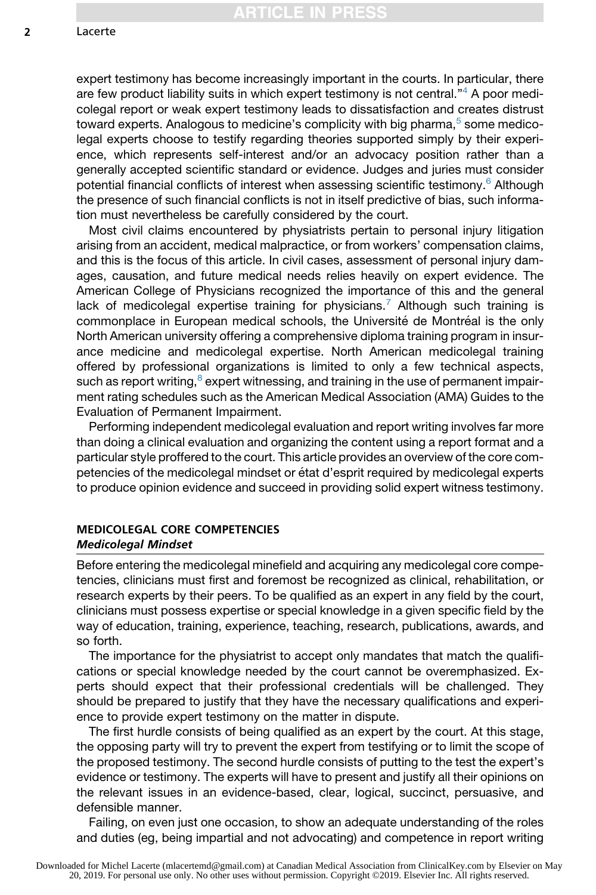expert testimony has become increasingly important in the courts. In particular, there are few product liability suits in which expert testimony is not central."[4] A poor medicolegal report or weak expert testimony leads to dissatisfaction and creates distrust toward experts. Analogous to medicine's complicity with big pharma,[5] some medicolegal experts choose to testify regarding theories supported simply by their experience, which represents self-interest and/or an advocacy position rather than a generally accepted scientific standard or evidence. Judges and juries must consider potential financial conflicts of interest when assessing scientific testimony.[6] Although the presence of such financial conflicts is not in itself predictive of bias, such information must nevertheless be carefully considered by the court.

Most civil claims encountered by physiatrists pertain to personal injury litigation arising from an accident, medical malpractice, or from workers' compensation claims, and this is the focus of this article. In civil cases, assessment of personal injury damages, causation, and future medical needs relies heavily on expert evidence. The American College of Physicians recognized the importance of this and the general lack of medicolegal expertise training for physicians.[7] Although such training is commonplace in European medical schools, the Université de Montréal is the only North American university offering a comprehensive diploma training program in insurance medicine and medicolegal expertise. North American medicolegal training offered by professional organizations is limited to only a few technical aspects, such as report writing,[8] expert witnessing, and training in the use of permanent impairment rating schedules such as the American Medical Association (AMA) Guides to the Evaluation of Permanent Impairment.

Performing independent medicolegal evaluation and report writing involves far more than doing a clinical evaluation and organizing the content using a report format and a particular style proffered to the court. This article provides an overview of the core competencies of the medicolegal mindset or état d'esprit required by medicolegal experts to produce opinion evidence and succeed in providing solid expert witness testimony.

## MEDICOLEGAL CORE COMPETENCIES

### *Medicolegal Mindset*

Before entering the medicolegal minefield and acquiring any medicolegal core competencies, clinicians must first and foremost be recognized as clinical, rehabilitation, or research experts by their peers. To be qualified as an expert in any field by the court, clinicians must possess expertise or special knowledge in a given specific field by the way of education, training, experience, teaching, research, publications, awards, and so forth.

The importance for the physiatrist to accept only mandates that match the qualifications or special knowledge needed by the court cannot be overemphasized. Experts should expect that their professional credentials will be challenged. They should be prepared to justify that they have the necessary qualifications and experience to provide expert testimony on the matter in dispute.

The first hurdle consists of being qualified as an expert by the court. At this stage, the opposing party will try to prevent the expert from testifying or to limit the scope of the proposed testimony. The second hurdle consists of putting to the test the expert's evidence or testimony. The experts will have to present and justify all their opinions on the relevant issues in an evidence-based, clear, logical, succinct, persuasive, and defensible manner.

Failing, on even just one occasion, to show an adequate understanding of the roles and duties (eg, being impartial and not advocating) and competence in report writing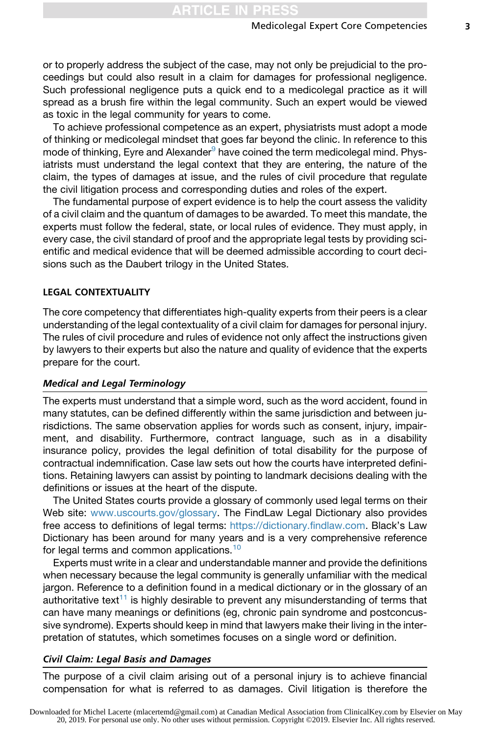or to properly address the subject of the case, may not only be prejudicial to the proceedings but could also result in a claim for damages for professional negligence. Such professional negligence puts a quick end to a medicolegal practice as it will spread as a brush fire within the legal community. Such an expert would be viewed as toxic in the legal community for years to come.

To achieve professional competence as an expert, physiatrists must adopt a mode of thinking or medicolegal mindset that goes far beyond the clinic. In reference to this mode of thinking, Eyre and Alexander[9] have coined the term medicolegal mind. Physiatrists must understand the legal context that they are entering, the nature of the claim, the types of damages at issue, and the rules of civil procedure that regulate the civil litigation process and corresponding duties and roles of the expert.

The fundamental purpose of expert evidence is to help the court assess the validity of a civil claim and the quantum of damages to be awarded. To meet this mandate, the experts must follow the federal, state, or local rules of evidence. They must apply, in every case, the civil standard of proof and the appropriate legal tests by providing scientific and medical evidence that will be deemed admissible according to court decisions such as the Daubert trilogy in the United States.

## LEGAL CONTEXTUALITY

The core competency that differentiates high-quality experts from their peers is a clear understanding of the legal contextuality of a civil claim for damages for personal injury. The rules of civil procedure and rules of evidence not only affect the instructions given by lawyers to their experts but also the nature and quality of evidence that the experts prepare for the court.

### *Medical and Legal Terminology*

The experts must understand that a simple word, such as the word accident, found in many statutes, can be defined differently within the same jurisdiction and between jurisdictions. The same observation applies for words such as consent, injury, impairment, and disability. Furthermore, contract language, such as in a disability insurance policy, provides the legal definition of total disability for the purpose of contractual indemnification. Case law sets out how the courts have interpreted definitions. Retaining lawyers can assist by pointing to landmark decisions dealing with the definitions or issues at the heart of the dispute.

The United States courts provide a glossary of commonly used legal terms on their Web site: www.uscourts.gov/glossary. The FindLaw Legal Dictionary also provides free access to definitions of legal terms: https://dictionary.findlaw.com. Black's Law Dictionary has been around for many years and is a very comprehensive reference for legal terms and common applications.[10]

Experts must write in a clear and understandable manner and provide the definitions when necessary because the legal community is generally unfamiliar with the medical jargon. Reference to a definition found in a medical dictionary or in the glossary of an authoritative text[11] is highly desirable to prevent any misunderstanding of terms that can have many meanings or definitions (eg, chronic pain syndrome and postconcussive syndrome). Experts should keep in mind that lawyers make their living in the interpretation of statutes, which sometimes focuses on a single word or definition.

### *Civil Claim: Legal Basis and Damages*

The purpose of a civil claim arising out of a personal injury is to achieve financial compensation for what is referred to as damages. Civil litigation is therefore the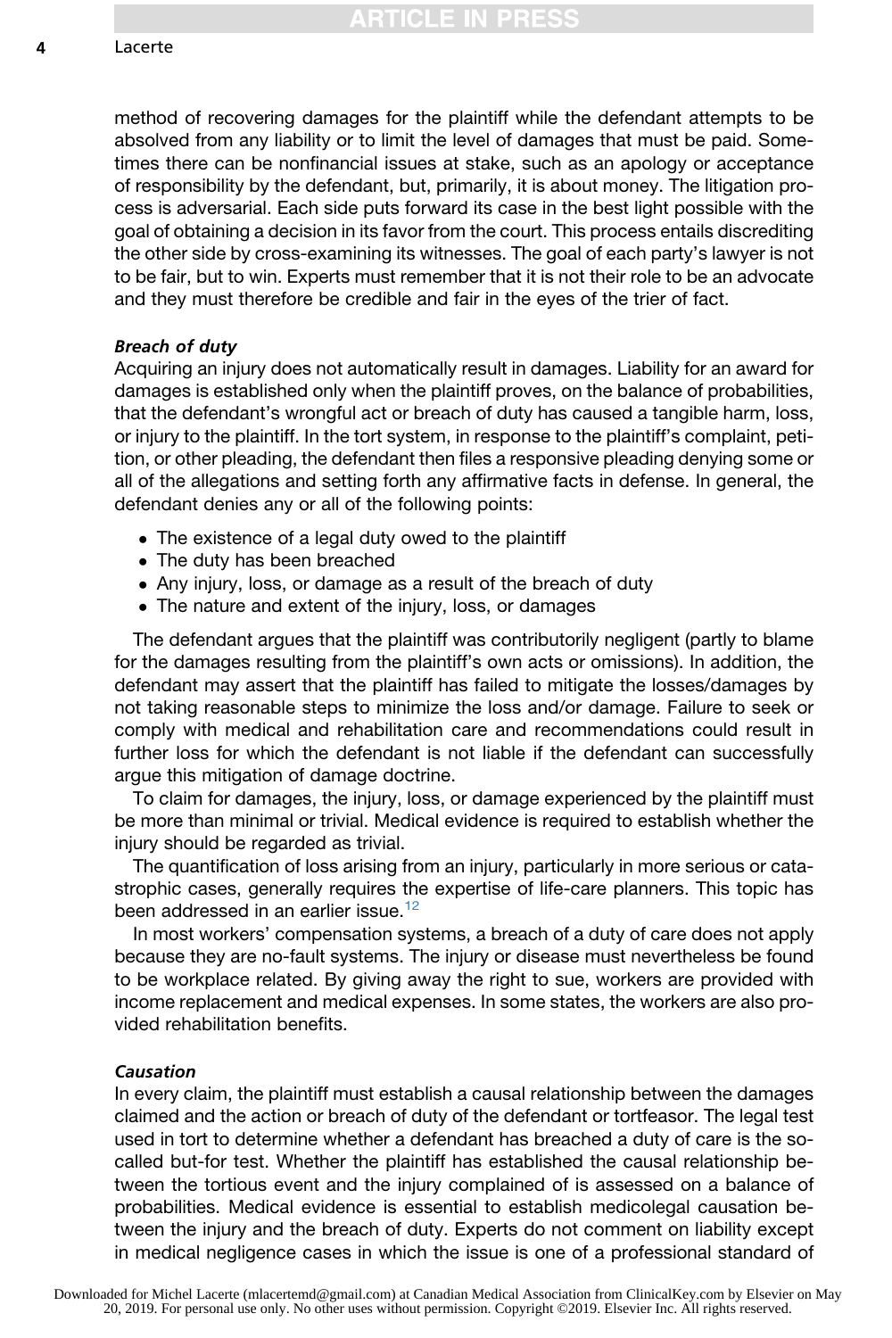method of recovering damages for the plaintiff while the defendant attempts to be absolved from any liability or to limit the level of damages that must be paid. Sometimes there can be nonfinancial issues at stake, such as an apology or acceptance of responsibility by the defendant, but, primarily, it is about money. The litigation process is adversarial. Each side puts forward its case in the best light possible with the goal of obtaining a decision in its favor from the court. This process entails discrediting the other side by cross-examining its witnesses. The goal of each party's lawyer is not to be fair, but to win. Experts must remember that it is not their role to be an advocate and they must therefore be credible and fair in the eyes of the trier of fact.

#### *Breach of duty*

Acquiring an injury does not automatically result in damages. Liability for an award for damages is established only when the plaintiff proves, on the balance of probabilities, that the defendant's wrongful act or breach of duty has caused a tangible harm, loss, or injury to the plaintiff. In the tort system, in response to the plaintiff's complaint, petition, or other pleading, the defendant then files a responsive pleading denying some or all of the allegations and setting forth any affirmative facts in defense. In general, the defendant denies any or all of the following points:

- The existence of a legal duty owed to the plaintiff
- The duty has been breached
- Any injury, loss, or damage as a result of the breach of duty
- The nature and extent of the injury, loss, or damages

The defendant argues that the plaintiff was contributorily negligent (partly to blame for the damages resulting from the plaintiff's own acts or omissions). In addition, the defendant may assert that the plaintiff has failed to mitigate the losses/damages by not taking reasonable steps to minimize the loss and/or damage. Failure to seek or comply with medical and rehabilitation care and recommendations could result in further loss for which the defendant is not liable if the defendant can successfully argue this mitigation of damage doctrine.

To claim for damages, the injury, loss, or damage experienced by the plaintiff must be more than minimal or trivial. Medical evidence is required to establish whether the injury should be regarded as trivial.

The quantification of loss arising from an injury, particularly in more serious or catastrophic cases, generally requires the expertise of life-care planners. This topic has been addressed in an earlier issue.[12]

In most workers' compensation systems, a breach of a duty of care does not apply because they are no-fault systems. The injury or disease must nevertheless be found to be workplace related. By giving away the right to sue, workers are provided with income replacement and medical expenses. In some states, the workers are also provided rehabilitation benefits.

#### *Causation*

In every claim, the plaintiff must establish a causal relationship between the damages claimed and the action or breach of duty of the defendant or tortfeasor. The legal test used in tort to determine whether a defendant has breached a duty of care is the so-called but-for test. Whether the plaintiff has established the causal relationship between the tortious event and the injury complained of is assessed on a balance of probabilities. Medical evidence is essential to establish medicolegal causation between the injury and the breach of duty. Experts do not comment on liability except in medical negligence cases in which the issue is one of a professional standard of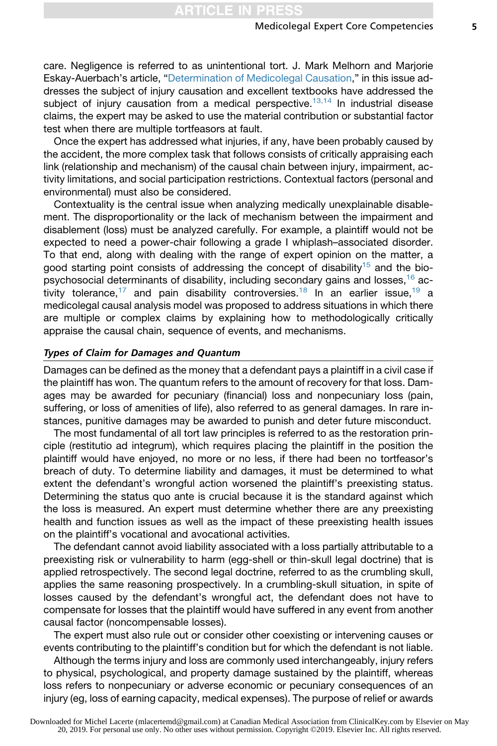care. Negligence is referred to as unintentional tort. J. Mark Melhorn and Marjorie Eskay-Auerbach's article, "Determination of Medicolegal Causation," in this issue addresses the subject of injury causation and excellent textbooks have addressed the subject of injury causation from a medical perspective.[13,14] In industrial disease claims, the expert may be asked to use the material contribution or substantial factor test when there are multiple tortfeasors at fault.

Once the expert has addressed what injuries, if any, have been probably caused by the accident, the more complex task that follows consists of critically appraising each link (relationship and mechanism) of the causal chain between injury, impairment, activity limitations, and social participation restrictions. Contextual factors (personal and environmental) must also be considered.

Contextuality is the central issue when analyzing medically unexplainable disablement. The disproportionality or the lack of mechanism between the impairment and disablement (loss) must be analyzed carefully. For example, a plaintiff would not be expected to need a power-chair following a grade I whiplash–associated disorder. To that end, along with dealing with the range of expert opinion on the matter, a good starting point consists of addressing the concept of disability[15] and the biopsychosocial determinants of disability, including secondary gains and losses,[16] activity tolerance,[17] and pain disability controversies.[18] In an earlier issue,[19] a medicolegal causal analysis model was proposed to address situations in which there are multiple or complex claims by explaining how to methodologically critically appraise the causal chain, sequence of events, and mechanisms.

### *Types of Claim for Damages and Quantum*

Damages can be defined as the money that a defendant pays a plaintiff in a civil case if the plaintiff has won. The quantum refers to the amount of recovery for that loss. Damages may be awarded for pecuniary (financial) loss and nonpecuniary loss (pain, suffering, or loss of amenities of life), also referred to as general damages. In rare instances, punitive damages may be awarded to punish and deter future misconduct.

The most fundamental of all tort law principles is referred to as the restoration principle (restitutio ad integrum), which requires placing the plaintiff in the position the plaintiff would have enjoyed, no more or no less, if there had been no tortfeasor's breach of duty. To determine liability and damages, it must be determined to what extent the defendant's wrongful action worsened the plaintiff's preexisting status. Determining the status quo ante is crucial because it is the standard against which the loss is measured. An expert must determine whether there are any preexisting health and function issues as well as the impact of these preexisting health issues on the plaintiff's vocational and avocational activities.

The defendant cannot avoid liability associated with a loss partially attributable to a preexisting risk or vulnerability to harm (egg-shell or thin-skull legal doctrine) that is applied retrospectively. The second legal doctrine, referred to as the crumbling skull, applies the same reasoning prospectively. In a crumbling-skull situation, in spite of losses caused by the defendant's wrongful act, the defendant does not have to compensate for losses that the plaintiff would have suffered in any event from another causal factor (noncompensable losses).

The expert must also rule out or consider other coexisting or intervening causes or events contributing to the plaintiff's condition but for which the defendant is not liable.

Although the terms injury and loss are commonly used interchangeably, injury refers to physical, psychological, and property damage sustained by the plaintiff, whereas loss refers to nonpecuniary or adverse economic or pecuniary consequences of an injury (eg, loss of earning capacity, medical expenses). The purpose of relief or awards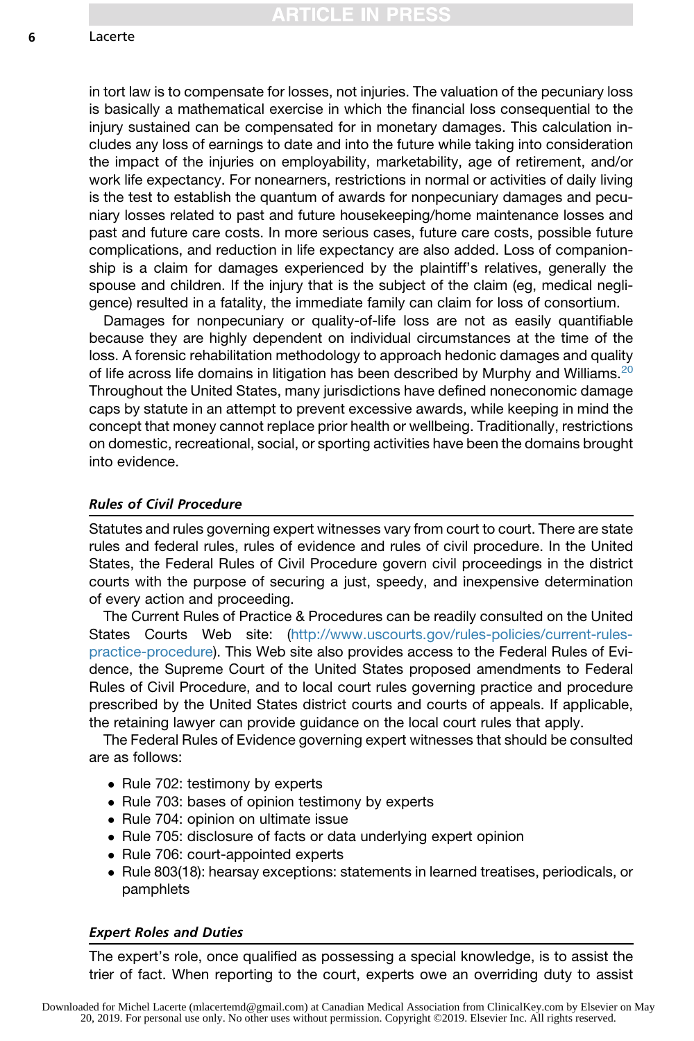in tort law is to compensate for losses, not injuries. The valuation of the pecuniary loss is basically a mathematical exercise in which the financial loss consequential to the injury sustained can be compensated for in monetary damages. This calculation includes any loss of earnings to date and into the future while taking into consideration the impact of the injuries on employability, marketability, age of retirement, and/or work life expectancy. For nonearners, restrictions in normal or activities of daily living is the test to establish the quantum of awards for nonpecuniary damages and pecuniary losses related to past and future housekeeping/home maintenance losses and past and future care costs. In more serious cases, future care costs, possible future complications, and reduction in life expectancy are also added. Loss of companionship is a claim for damages experienced by the plaintiff's relatives, generally the spouse and children. If the injury that is the subject of the claim (eg, medical negligence) resulted in a fatality, the immediate family can claim for loss of consortium.

Damages for nonpecuniary or quality-of-life loss are not as easily quantifiable because they are highly dependent on individual circumstances at the time of the loss. A forensic rehabilitation methodology to approach hedonic damages and quality of life across life domains in litigation has been described by Murphy and Williams.[20] Throughout the United States, many jurisdictions have defined noneconomic damage caps by statute in an attempt to prevent excessive awards, while keeping in mind the concept that money cannot replace prior health or wellbeing. Traditionally, restrictions on domestic, recreational, social, or sporting activities have been the domains brought into evidence.

### *Rules of Civil Procedure*

Statutes and rules governing expert witnesses vary from court to court. There are state rules and federal rules, rules of evidence and rules of civil procedure. In the United States, the Federal Rules of Civil Procedure govern civil proceedings in the district courts with the purpose of securing a just, speedy, and inexpensive determination of every action and proceeding.

The Current Rules of Practice & Procedures can be readily consulted on the United States Courts Web site: (http://www.uscourts.gov/rules-policies/current-rules-practice-procedure). This Web site also provides access to the Federal Rules of Evidence, the Supreme Court of the United States proposed amendments to Federal Rules of Civil Procedure, and to local court rules governing practice and procedure prescribed by the United States district courts and courts of appeals. If applicable, the retaining lawyer can provide guidance on the local court rules that apply.

The Federal Rules of Evidence governing expert witnesses that should be consulted are as follows:

- Rule 702: testimony by experts
- Rule 703: bases of opinion testimony by experts
- Rule 704: opinion on ultimate issue
- Rule 705: disclosure of facts or data underlying expert opinion
- Rule 706: court-appointed experts
- Rule 803(18): hearsay exceptions: statements in learned treatises, periodicals, or pamphlets

### *Expert Roles and Duties*

The expert's role, once qualified as possessing a special knowledge, is to assist the trier of fact. When reporting to the court, experts owe an overriding duty to assist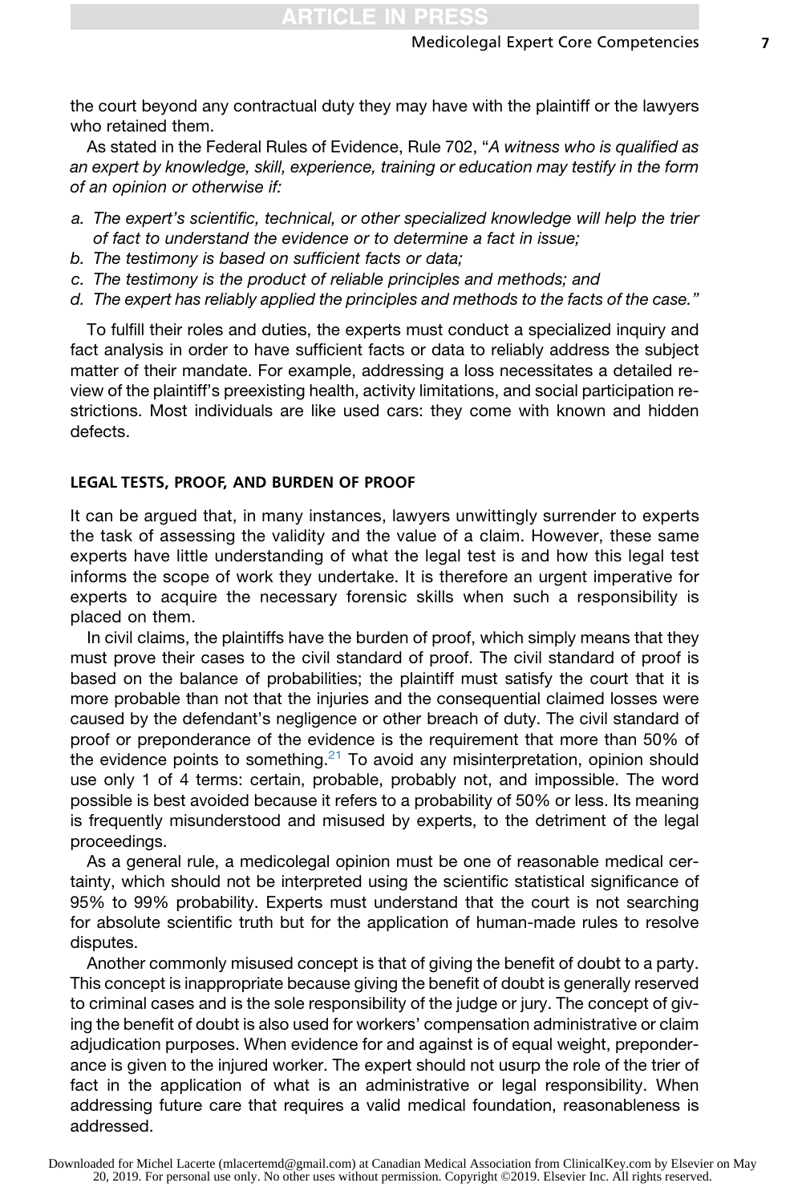the court beyond any contractual duty they may have with the plaintiff or the lawyers who retained them.

As stated in the Federal Rules of Evidence, Rule 702, "*A witness who is qualified as an expert by knowledge, skill, experience, training or education may testify in the form of an opinion or otherwise if:*

*a. The expert's scientific, technical, or other specialized knowledge will help the trier of fact to understand the evidence or to determine a fact in issue;*
*b. The testimony is based on sufficient facts or data;*
*c. The testimony is the product of reliable principles and methods; and*
*d. The expert has reliably applied the principles and methods to the facts of the case."*

To fulfill their roles and duties, the experts must conduct a specialized inquiry and fact analysis in order to have sufficient facts or data to reliably address the subject matter of their mandate. For example, addressing a loss necessitates a detailed review of the plaintiff's preexisting health, activity limitations, and social participation restrictions. Most individuals are like used cars: they come with known and hidden defects.

## LEGAL TESTS, PROOF, AND BURDEN OF PROOF

It can be argued that, in many instances, lawyers unwittingly surrender to experts the task of assessing the validity and the value of a claim. However, these same experts have little understanding of what the legal test is and how this legal test informs the scope of work they undertake. It is therefore an urgent imperative for experts to acquire the necessary forensic skills when such a responsibility is placed on them.

In civil claims, the plaintiffs have the burden of proof, which simply means that they must prove their cases to the civil standard of proof. The civil standard of proof is based on the balance of probabilities; the plaintiff must satisfy the court that it is more probable than not that the injuries and the consequential claimed losses were caused by the defendant's negligence or other breach of duty. The civil standard of proof or preponderance of the evidence is the requirement that more than 50% of the evidence points to something.[21] To avoid any misinterpretation, opinion should use only 1 of 4 terms: certain, probable, probably not, and impossible. The word possible is best avoided because it refers to a probability of 50% or less. Its meaning is frequently misunderstood and misused by experts, to the detriment of the legal proceedings.

As a general rule, a medicolegal opinion must be one of reasonable medical certainty, which should not be interpreted using the scientific statistical significance of 95% to 99% probability. Experts must understand that the court is not searching for absolute scientific truth but for the application of human-made rules to resolve disputes.

Another commonly misused concept is that of giving the benefit of doubt to a party. This concept is inappropriate because giving the benefit of doubt is generally reserved to criminal cases and is the sole responsibility of the judge or jury. The concept of giving the benefit of doubt is also used for workers' compensation administrative or claim adjudication purposes. When evidence for and against is of equal weight, preponderance is given to the injured worker. The expert should not usurp the role of the trier of fact in the application of what is an administrative or legal responsibility. When addressing future care that requires a valid medical foundation, reasonableness is addressed.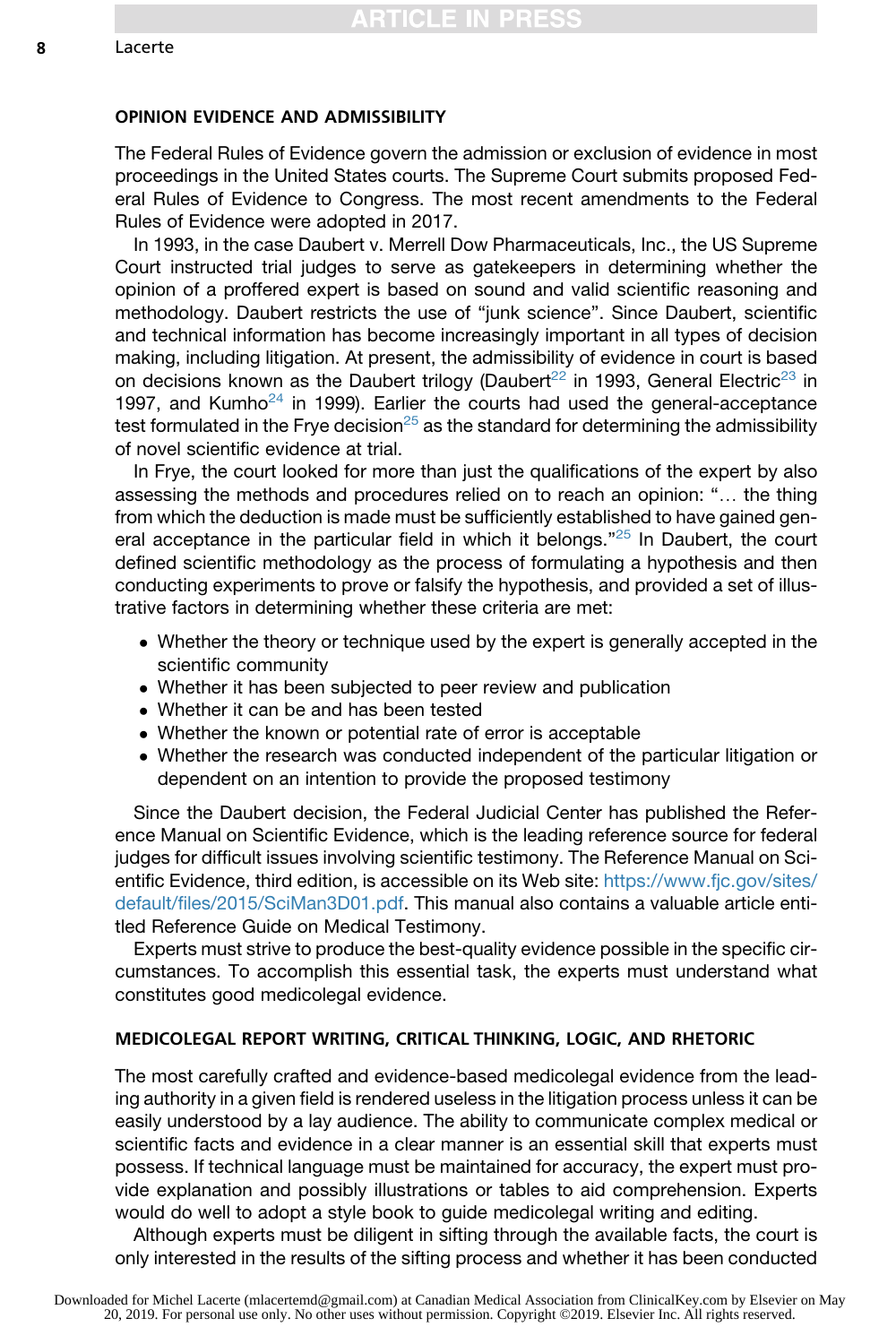## OPINION EVIDENCE AND ADMISSIBILITY

The Federal Rules of Evidence govern the admission or exclusion of evidence in most proceedings in the United States courts. The Supreme Court submits proposed Federal Rules of Evidence to Congress. The most recent amendments to the Federal Rules of Evidence were adopted in 2017.

In 1993, in the case Daubert v. Merrell Dow Pharmaceuticals, Inc., the US Supreme Court instructed trial judges to serve as gatekeepers in determining whether the opinion of a proffered expert is based on sound and valid scientific reasoning and methodology. Daubert restricts the use of "junk science". Since Daubert, scientific and technical information has become increasingly important in all types of decision making, including litigation. At present, the admissibility of evidence in court is based on decisions known as the Daubert trilogy (Daubert[22] in 1993, General Electric[23] in 1997, and Kumho[24] in 1999). Earlier the courts had used the general-acceptance test formulated in the Frye decision[25] as the standard for determining the admissibility of novel scientific evidence at trial.

In Frye, the court looked for more than just the qualifications of the expert by also assessing the methods and procedures relied on to reach an opinion: "… the thing from which the deduction is made must be sufficiently established to have gained general acceptance in the particular field in which it belongs."[25] In Daubert, the court defined scientific methodology as the process of formulating a hypothesis and then conducting experiments to prove or falsify the hypothesis, and provided a set of illustrative factors in determining whether these criteria are met:

- Whether the theory or technique used by the expert is generally accepted in the scientific community
- Whether it has been subjected to peer review and publication
- Whether it can be and has been tested
- Whether the known or potential rate of error is acceptable
- Whether the research was conducted independent of the particular litigation or dependent on an intention to provide the proposed testimony

Since the Daubert decision, the Federal Judicial Center has published the Reference Manual on Scientific Evidence, which is the leading reference source for federal judges for difficult issues involving scientific testimony. The Reference Manual on Scientific Evidence, third edition, is accessible on its Web site: https://www.fjc.gov/sites/default/files/2015/SciMan3D01.pdf. This manual also contains a valuable article entitled Reference Guide on Medical Testimony.

Experts must strive to produce the best-quality evidence possible in the specific circumstances. To accomplish this essential task, the experts must understand what constitutes good medicolegal evidence.

## MEDICOLEGAL REPORT WRITING, CRITICAL THINKING, LOGIC, AND RHETORIC

The most carefully crafted and evidence-based medicolegal evidence from the leading authority in a given field is rendered useless in the litigation process unless it can be easily understood by a lay audience. The ability to communicate complex medical or scientific facts and evidence in a clear manner is an essential skill that experts must possess. If technical language must be maintained for accuracy, the expert must provide explanation and possibly illustrations or tables to aid comprehension. Experts would do well to adopt a style book to guide medicolegal writing and editing.

Although experts must be diligent in sifting through the available facts, the court is only interested in the results of the sifting process and whether it has been conducted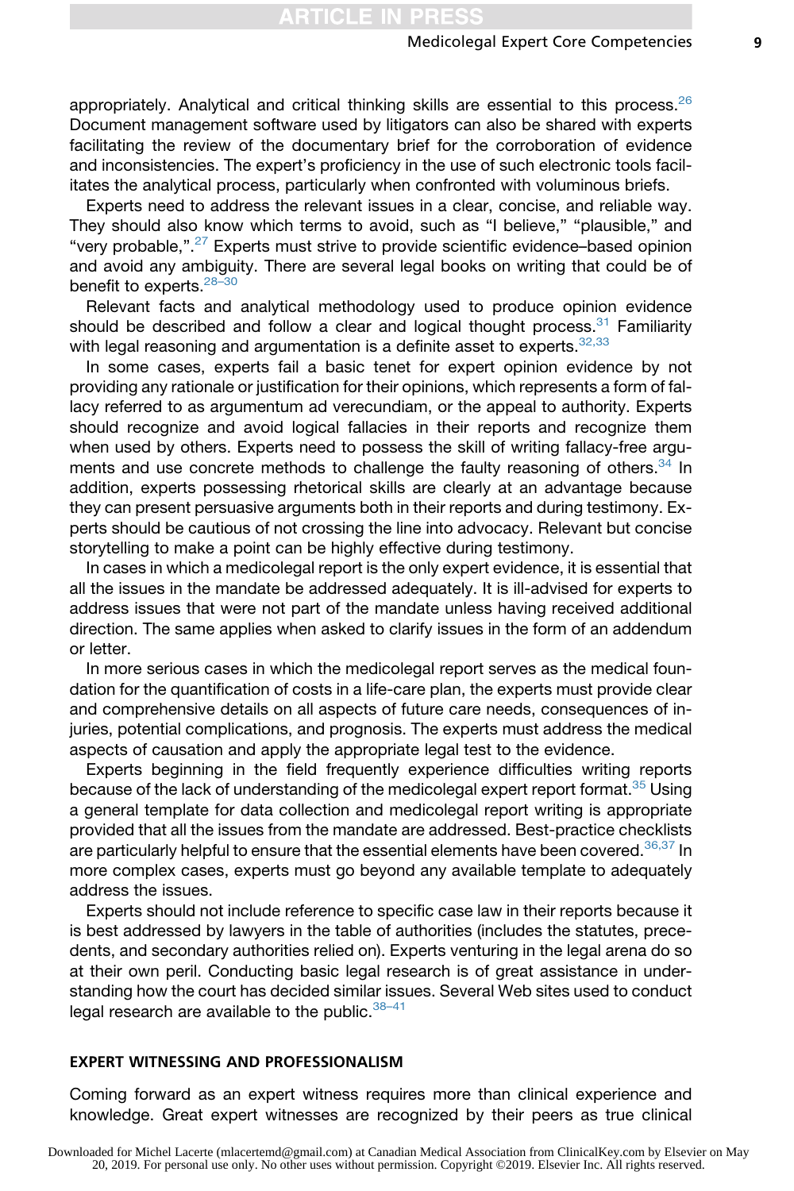appropriately. Analytical and critical thinking skills are essential to this process.[26] Document management software used by litigators can also be shared with experts facilitating the review of the documentary brief for the corroboration of evidence and inconsistencies. The expert's proficiency in the use of such electronic tools facilitates the analytical process, particularly when confronted with voluminous briefs.

Experts need to address the relevant issues in a clear, concise, and reliable way. They should also know which terms to avoid, such as "I believe," "plausible," and "very probable,".[27] Experts must strive to provide scientific evidence–based opinion and avoid any ambiguity. There are several legal books on writing that could be of benefit to experts.[28–30]

Relevant facts and analytical methodology used to produce opinion evidence should be described and follow a clear and logical thought process.[31] Familiarity with legal reasoning and argumentation is a definite asset to experts.[32,33]

In some cases, experts fail a basic tenet for expert opinion evidence by not providing any rationale or justification for their opinions, which represents a form of fallacy referred to as argumentum ad verecundiam, or the appeal to authority. Experts should recognize and avoid logical fallacies in their reports and recognize them when used by others. Experts need to possess the skill of writing fallacy-free arguments and use concrete methods to challenge the faulty reasoning of others.[34] In addition, experts possessing rhetorical skills are clearly at an advantage because they can present persuasive arguments both in their reports and during testimony. Experts should be cautious of not crossing the line into advocacy. Relevant but concise storytelling to make a point can be highly effective during testimony.

In cases in which a medicolegal report is the only expert evidence, it is essential that all the issues in the mandate be addressed adequately. It is ill-advised for experts to address issues that were not part of the mandate unless having received additional direction. The same applies when asked to clarify issues in the form of an addendum or letter.

In more serious cases in which the medicolegal report serves as the medical foundation for the quantification of costs in a life-care plan, the experts must provide clear and comprehensive details on all aspects of future care needs, consequences of injuries, potential complications, and prognosis. The experts must address the medical aspects of causation and apply the appropriate legal test to the evidence.

Experts beginning in the field frequently experience difficulties writing reports because of the lack of understanding of the medicolegal expert report format.[35] Using a general template for data collection and medicolegal report writing is appropriate provided that all the issues from the mandate are addressed. Best-practice checklists are particularly helpful to ensure that the essential elements have been covered.[36,37] In more complex cases, experts must go beyond any available template to adequately address the issues.

Experts should not include reference to specific case law in their reports because it is best addressed by lawyers in the table of authorities (includes the statutes, precedents, and secondary authorities relied on). Experts venturing in the legal arena do so at their own peril. Conducting basic legal research is of great assistance in understanding how the court has decided similar issues. Several Web sites used to conduct legal research are available to the public.[38–41]

## EXPERT WITNESSING AND PROFESSIONALISM

Coming forward as an expert witness requires more than clinical experience and knowledge. Great expert witnesses are recognized by their peers as true clinical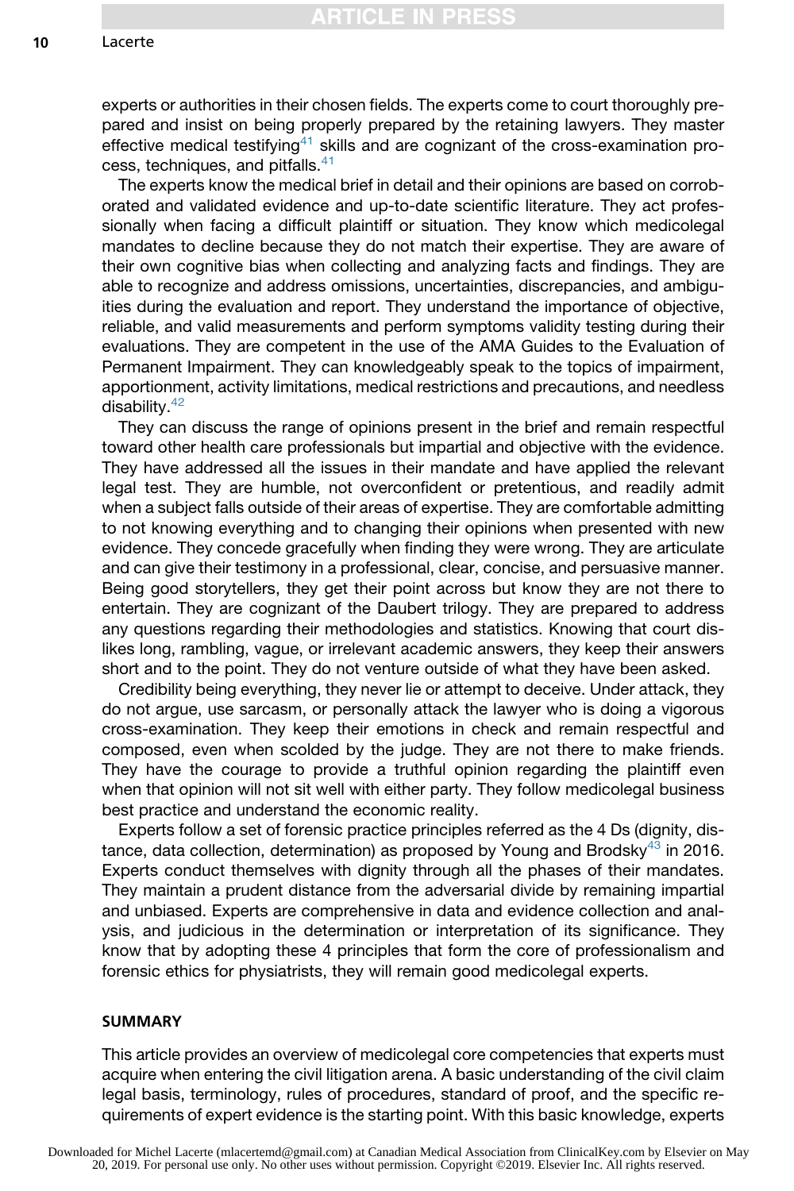experts or authorities in their chosen fields. The experts come to court thoroughly prepared and insist on being properly prepared by the retaining lawyers. They master effective medical testifying[41] skills and are cognizant of the cross-examination process, techniques, and pitfalls.[41]

The experts know the medical brief in detail and their opinions are based on corroborated and validated evidence and up-to-date scientific literature. They act professionally when facing a difficult plaintiff or situation. They know which medicolegal mandates to decline because they do not match their expertise. They are aware of their own cognitive bias when collecting and analyzing facts and findings. They are able to recognize and address omissions, uncertainties, discrepancies, and ambiguities during the evaluation and report. They understand the importance of objective, reliable, and valid measurements and perform symptoms validity testing during their evaluations. They are competent in the use of the AMA Guides to the Evaluation of Permanent Impairment. They can knowledgeably speak to the topics of impairment, apportionment, activity limitations, medical restrictions and precautions, and needless disability.[42]

They can discuss the range of opinions present in the brief and remain respectful toward other health care professionals but impartial and objective with the evidence. They have addressed all the issues in their mandate and have applied the relevant legal test. They are humble, not overconfident or pretentious, and readily admit when a subject falls outside of their areas of expertise. They are comfortable admitting to not knowing everything and to changing their opinions when presented with new evidence. They concede gracefully when finding they were wrong. They are articulate and can give their testimony in a professional, clear, concise, and persuasive manner. Being good storytellers, they get their point across but know they are not there to entertain. They are cognizant of the Daubert trilogy. They are prepared to address any questions regarding their methodologies and statistics. Knowing that court dislikes long, rambling, vague, or irrelevant academic answers, they keep their answers short and to the point. They do not venture outside of what they have been asked.

Credibility being everything, they never lie or attempt to deceive. Under attack, they do not argue, use sarcasm, or personally attack the lawyer who is doing a vigorous cross-examination. They keep their emotions in check and remain respectful and composed, even when scolded by the judge. They are not there to make friends. They have the courage to provide a truthful opinion regarding the plaintiff even when that opinion will not sit well with either party. They follow medicolegal business best practice and understand the economic reality.

Experts follow a set of forensic practice principles referred as the 4 Ds (dignity, distance, data collection, determination) as proposed by Young and Brodsky[43] in 2016. Experts conduct themselves with dignity through all the phases of their mandates. They maintain a prudent distance from the adversarial divide by remaining impartial and unbiased. Experts are comprehensive in data and evidence collection and analysis, and judicious in the determination or interpretation of its significance. They know that by adopting these 4 principles that form the core of professionalism and forensic ethics for physiatrists, they will remain good medicolegal experts.

## SUMMARY

This article provides an overview of medicolegal core competencies that experts must acquire when entering the civil litigation arena. A basic understanding of the civil claim legal basis, terminology, rules of procedures, standard of proof, and the specific requirements of expert evidence is the starting point. With this basic knowledge, experts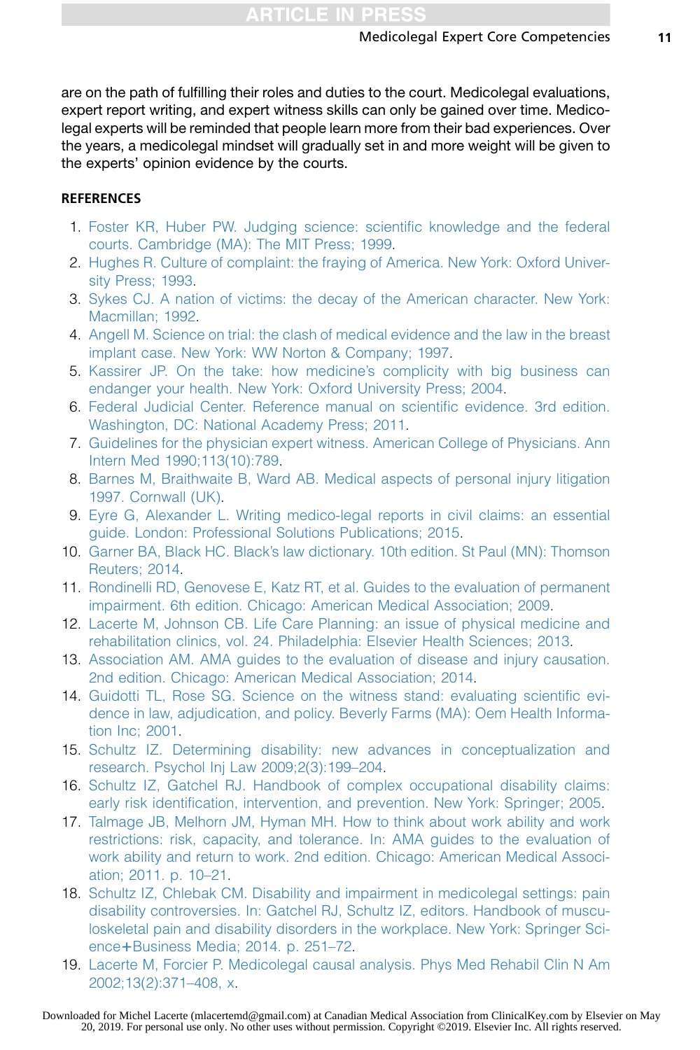are on the path of fulfilling their roles and duties to the court. Medicolegal evaluations, expert report writing, and expert witness skills can only be gained over time. Medicolegal experts will be reminded that people learn more from their bad experiences. Over the years, a medicolegal mindset will gradually set in and more weight will be given to the experts' opinion evidence by the courts.

## REFERENCES

1. Foster KR, Huber PW. Judging science: scientific knowledge and the federal courts. Cambridge (MA): The MIT Press; 1999.
2. Hughes R. Culture of complaint: the fraying of America. New York: Oxford University Press; 1993.
3. Sykes CJ. A nation of victims: the decay of the American character. New York: Macmillan; 1992.
4. Angell M. Science on trial: the clash of medical evidence and the law in the breast implant case. New York: WW Norton & Company; 1997.
5. Kassirer JP. On the take: how medicine's complicity with big business can endanger your health. New York: Oxford University Press; 2004.
6. Federal Judicial Center. Reference manual on scientific evidence. 3rd edition. Washington, DC: National Academy Press; 2011.
7. Guidelines for the physician expert witness. American College of Physicians. Ann Intern Med 1990;113(10):789.
8. Barnes M, Braithwaite B, Ward AB. Medical aspects of personal injury litigation 1997. Cornwall (UK).
9. Eyre G, Alexander L. Writing medico-legal reports in civil claims: an essential guide. London: Professional Solutions Publications; 2015.
10. Garner BA, Black HC. Black's law dictionary. 10th edition. St Paul (MN): Thomson Reuters; 2014.
11. Rondinelli RD, Genovese E, Katz RT, et al. Guides to the evaluation of permanent impairment. 6th edition. Chicago: American Medical Association; 2009.
12. Lacerte M, Johnson CB. Life Care Planning: an issue of physical medicine and rehabilitation clinics, vol. 24. Philadelphia: Elsevier Health Sciences; 2013.
13. Association AM. AMA guides to the evaluation of disease and injury causation. 2nd edition. Chicago: American Medical Association; 2014.
14. Guidotti TL, Rose SG. Science on the witness stand: evaluating scientific evidence in law, adjudication, and policy. Beverly Farms (MA): Oem Health Information Inc; 2001.
15. Schultz IZ. Determining disability: new advances in conceptualization and research. Psychol Inj Law 2009;2(3):199–204.
16. Schultz IZ, Gatchel RJ. Handbook of complex occupational disability claims: early risk identification, intervention, and prevention. New York: Springer; 2005.
17. Talmage JB, Melhorn JM, Hyman MH. How to think about work ability and work restrictions: risk, capacity, and tolerance. In: AMA guides to the evaluation of work ability and return to work. 2nd edition. Chicago: American Medical Association; 2011. p. 10–21.
18. Schultz IZ, Chlebak CM. Disability and impairment in medicolegal settings: pain disability controversies. In: Gatchel RJ, Schultz IZ, editors. Handbook of musculoskeletal pain and disability disorders in the workplace. New York: Springer Science+Business Media; 2014. p. 251–72.
19. Lacerte M, Forcier P. Medicolegal causal analysis. Phys Med Rehabil Clin N Am 2002;13(2):371–408, x.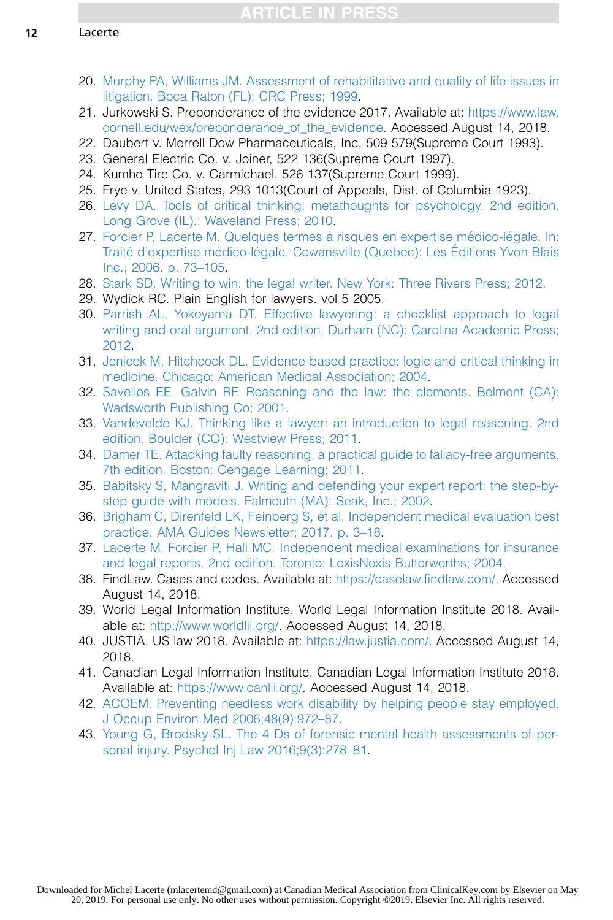20. Murphy PA, Williams JM. Assessment of rehabilitative and quality of life issues in litigation. Boca Raton (FL): CRC Press; 1999.
21. Jurkowski S. Preponderance of the evidence 2017. Available at: https://www.law.cornell.edu/wex/preponderance_of_the_evidence. Accessed August 14, 2018.
22. Daubert v. Merrell Dow Pharmaceuticals, Inc, 509 579(Supreme Court 1993).
23. General Electric Co. v. Joiner, 522 136(Supreme Court 1997).
24. Kumho Tire Co. v. Carmichael, 526 137(Supreme Court 1999).
25. Frye v. United States, 293 1013(Court of Appeals, Dist. of Columbia 1923).
26. Levy DA. Tools of critical thinking: metathoughts for psychology. 2nd edition. Long Grove (IL).: Waveland Press; 2010.
27. Forcier P, Lacerte M. Quelques termes à risques en expertise médico-légale. In: Traité d'expertise médico-légale. Cowansville (Quebec): Les Éditions Yvon Blais Inc.; 2006. p. 73–105.
28. Stark SD. Writing to win: the legal writer. New York: Three Rivers Press; 2012.
29. Wydick RC. Plain English for lawyers. vol 5 2005.
30. Parrish AL, Yokoyama DT. Effective lawyering: a checklist approach to legal writing and oral argument. 2nd edition. Durham (NC): Carolina Academic Press; 2012.
31. Jenicek M, Hitchcock DL. Evidence-based practice: logic and critical thinking in medicine. Chicago: American Medical Association; 2004.
32. Savellos EE, Galvin RF. Reasoning and the law: the elements. Belmont (CA): Wadsworth Publishing Co; 2001.
33. Vandevelde KJ. Thinking like a lawyer: an introduction to legal reasoning. 2nd edition. Boulder (CO): Westview Press; 2011.
34. Damer TE. Attacking faulty reasoning: a practical guide to fallacy-free arguments. 7th edition. Boston: Cengage Learning; 2011.
35. Babitsky S, Mangraviti J. Writing and defending your expert report: the step-by-step guide with models. Falmouth (MA): Seak, Inc.; 2002.
36. Brigham C, Direnfeld LK, Feinberg S, et al. Independent medical evaluation best practice. AMA Guides Newsletter; 2017. p. 3–18.
37. Lacerte M, Forcier P, Hall MC. Independent medical examinations for insurance and legal reports. 2nd edition. Toronto: LexisNexis Butterworths; 2004.
38. FindLaw. Cases and codes. Available at: https://caselaw.findlaw.com/. Accessed August 14, 2018.
39. World Legal Information Institute. World Legal Information Institute 2018. Available at: http://www.worldlii.org/. Accessed August 14, 2018.
40. JUSTIA. US law 2018. Available at: https://law.justia.com/. Accessed August 14, 2018.
41. Canadian Legal Information Institute. Canadian Legal Information Institute 2018. Available at: https://www.canlii.org/. Accessed August 14, 2018.
42. ACOEM. Preventing needless work disability by helping people stay employed. J Occup Environ Med 2006;48(9):972–87.
43. Young G, Brodsky SL. The 4 Ds of forensic mental health assessments of personal injury. Psychol Inj Law 2016;9(3):278–81.